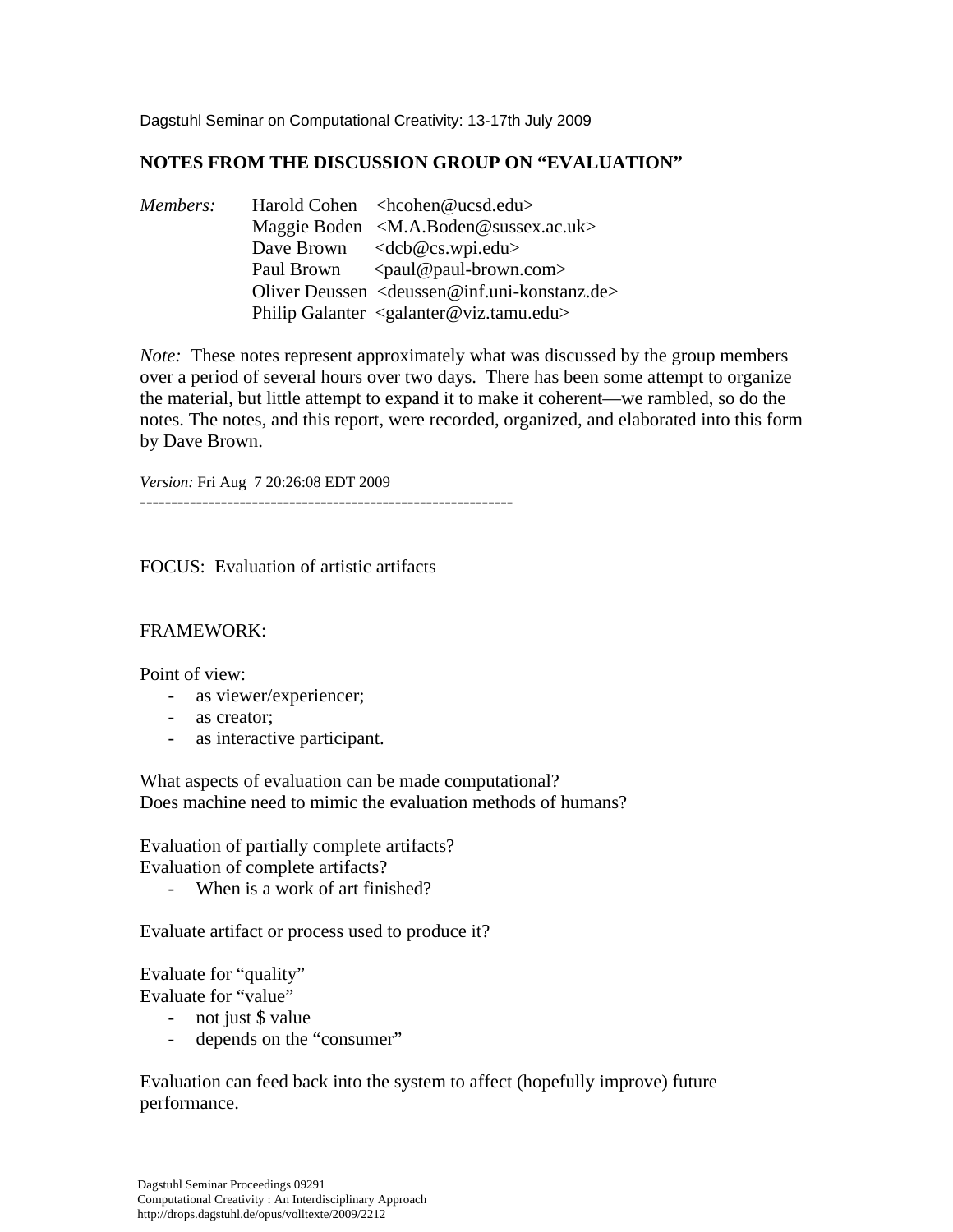Dagstuhl Seminar on Computational Creativity: 13-17th July 2009

## NOTES FROM THE DISCUSSION GROUP ON "EVALUATION"

*Members:*
Harold Cohen <hcohen@ucsd.edu>
Maggie Boden <M.A.Boden@sussex.ac.uk>
Dave Brown <dcb@cs.wpi.edu>
Paul Brown <paul@paul-brown.com>
Oliver Deussen <deussen@inf.uni-konstanz.de>
Philip Galanter <galanter@viz.tamu.edu>

*Note:* These notes represent approximately what was discussed by the group members over a period of several hours over two days. There has been some attempt to organize the material, but little attempt to expand it to make it coherent—we rambled, so do the notes. The notes, and this report, were recorded, organized, and elaborated into this form by Dave Brown.

*Version:* Fri Aug 7 20:26:08 EDT 2009

------------------------------------------------------------

FOCUS: Evaluation of artistic artifacts

FRAMEWORK:

Point of view:

- as viewer/experiencer;
- as creator;
- as interactive participant.

What aspects of evaluation can be made computational?
Does machine need to mimic the evaluation methods of humans?

Evaluation of partially complete artifacts?
Evaluation of complete artifacts?

- When is a work of art finished?

Evaluate artifact or process used to produce it?

Evaluate for "quality"
Evaluate for "value"

- not just $ value
- depends on the "consumer"

Evaluation can feed back into the system to affect (hopefully improve) future performance.

Dagstuhl Seminar Proceedings 09291
Computational Creativity : An Interdisciplinary Approach
http://drops.dagstuhl.de/opus/volltexte/2009/2212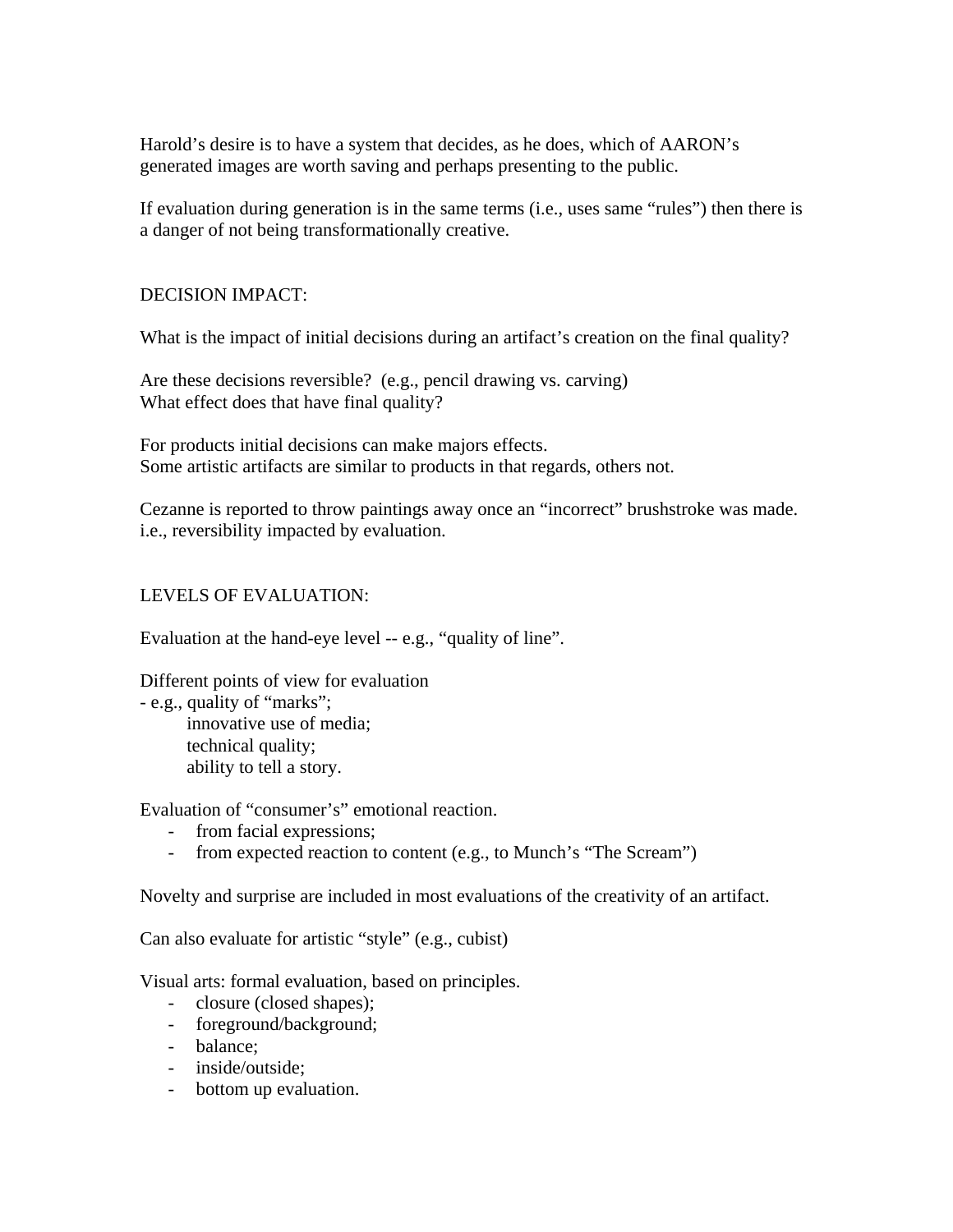Harold's desire is to have a system that decides, as he does, which of AARON's generated images are worth saving and perhaps presenting to the public.

If evaluation during generation is in the same terms (i.e., uses same "rules") then there is a danger of not being transformationally creative.

DECISION IMPACT:

What is the impact of initial decisions during an artifact's creation on the final quality?

Are these decisions reversible? (e.g., pencil drawing vs. carving)
What effect does that have final quality?

For products initial decisions can make majors effects.
Some artistic artifacts are similar to products in that regards, others not.

Cezanne is reported to throw paintings away once an "incorrect" brushstroke was made.
i.e., reversibility impacted by evaluation.

LEVELS OF EVALUATION:

Evaluation at the hand-eye level -- e.g., "quality of line".

Different points of view for evaluation
- e.g., quality of "marks";
  innovative use of media;
  technical quality;
  ability to tell a story.

Evaluation of "consumer's" emotional reaction.
- from facial expressions;
- from expected reaction to content (e.g., to Munch's "The Scream")

Novelty and surprise are included in most evaluations of the creativity of an artifact.

Can also evaluate for artistic "style" (e.g., cubist)

Visual arts: formal evaluation, based on principles.
- closure (closed shapes);
- foreground/background;
- balance;
- inside/outside;
- bottom up evaluation.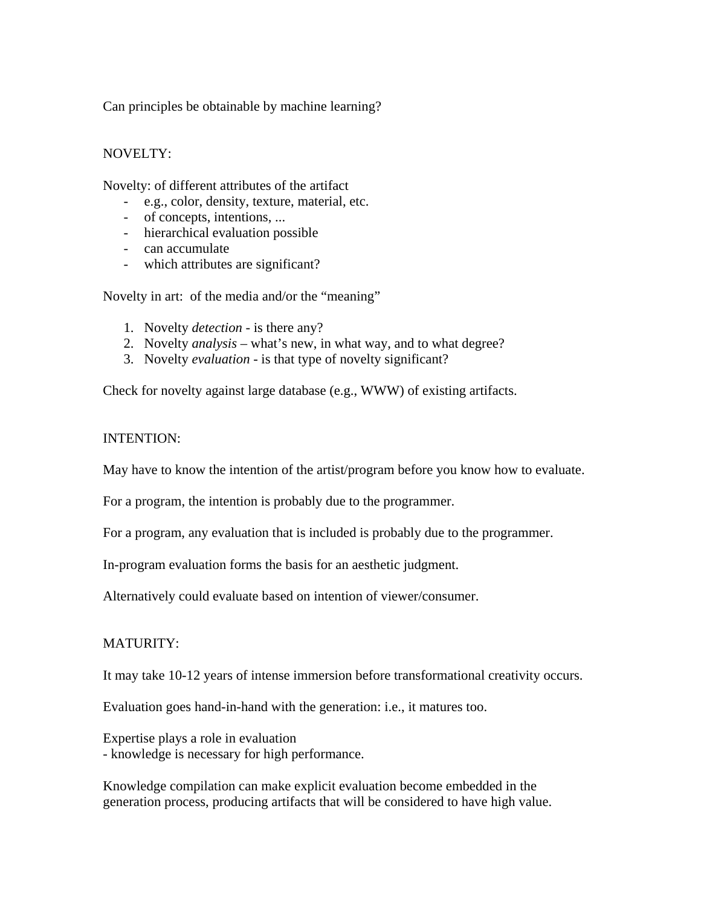Can principles be obtainable by machine learning?

## NOVELTY:

Novelty: of different attributes of the artifact

- e.g., color, density, texture, material, etc.
- of concepts, intentions, ...
- hierarchical evaluation possible
- can accumulate
- which attributes are significant?

Novelty in art: of the media and/or the "meaning"

1. Novelty *detection* - is there any?
2. Novelty *analysis* – what's new, in what way, and to what degree?
3. Novelty *evaluation* - is that type of novelty significant?

Check for novelty against large database (e.g., WWW) of existing artifacts.

## INTENTION:

May have to know the intention of the artist/program before you know how to evaluate.

For a program, the intention is probably due to the programmer.

For a program, any evaluation that is included is probably due to the programmer.

In-program evaluation forms the basis for an aesthetic judgment.

Alternatively could evaluate based on intention of viewer/consumer.

## MATURITY:

It may take 10-12 years of intense immersion before transformational creativity occurs.

Evaluation goes hand-in-hand with the generation: i.e., it matures too.

Expertise plays a role in evaluation
- knowledge is necessary for high performance.

Knowledge compilation can make explicit evaluation become embedded in the generation process, producing artifacts that will be considered to have high value.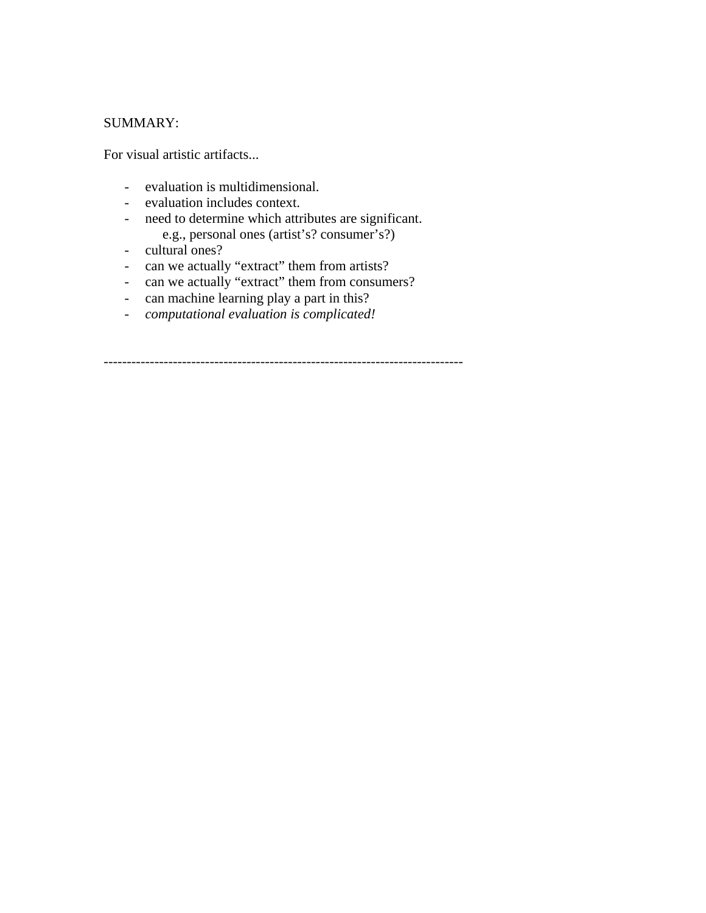SUMMARY:

For visual artistic artifacts...

- evaluation is multidimensional.
- evaluation includes context.
- need to determine which attributes are significant.
  e.g., personal ones (artist's? consumer's?)
- cultural ones?
- can we actually "extract" them from artists?
- can we actually "extract" them from consumers?
- can machine learning play a part in this?
- *computational evaluation is complicated!*

---